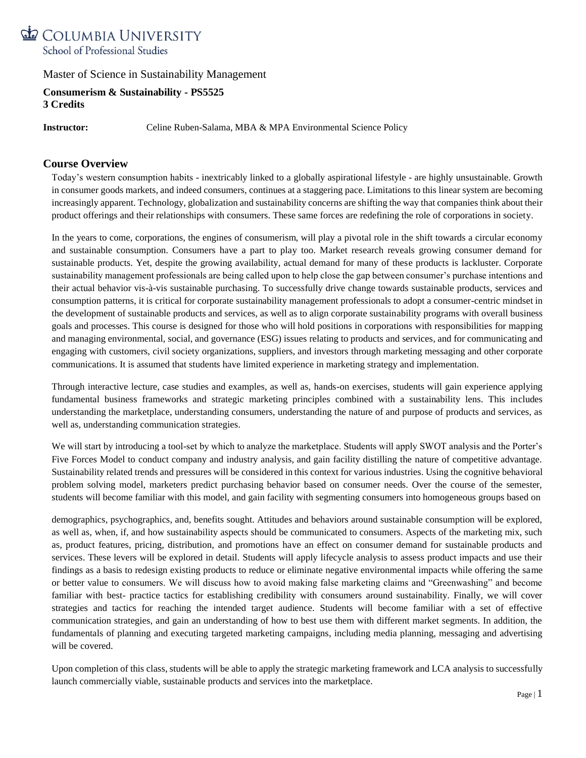COLUMBIA UNIVERSITY
School of Professional Studies

Master of Science in Sustainability Management

**Consumerism & Sustainability - PS5525**
**3 Credits**

**Instructor:** Celine Ruben-Salama, MBA & MPA Environmental Science Policy

## Course Overview

Today's western consumption habits - inextricably linked to a globally aspirational lifestyle - are highly unsustainable. Growth in consumer goods markets, and indeed consumers, continues at a staggering pace. Limitations to this linear system are becoming increasingly apparent. Technology, globalization and sustainability concerns are shifting the way that companies think about their product offerings and their relationships with consumers. These same forces are redefining the role of corporations in society.

In the years to come, corporations, the engines of consumerism, will play a pivotal role in the shift towards a circular economy and sustainable consumption. Consumers have a part to play too. Market research reveals growing consumer demand for sustainable products. Yet, despite the growing availability, actual demand for many of these products is lackluster. Corporate sustainability management professionals are being called upon to help close the gap between consumer's purchase intentions and their actual behavior vis-à-vis sustainable purchasing. To successfully drive change towards sustainable products, services and consumption patterns, it is critical for corporate sustainability management professionals to adopt a consumer-centric mindset in the development of sustainable products and services, as well as to align corporate sustainability programs with overall business goals and processes. This course is designed for those who will hold positions in corporations with responsibilities for mapping and managing environmental, social, and governance (ESG) issues relating to products and services, and for communicating and engaging with customers, civil society organizations, suppliers, and investors through marketing messaging and other corporate communications. It is assumed that students have limited experience in marketing strategy and implementation.

Through interactive lecture, case studies and examples, as well as, hands-on exercises, students will gain experience applying fundamental business frameworks and strategic marketing principles combined with a sustainability lens. This includes understanding the marketplace, understanding consumers, understanding the nature of and purpose of products and services, as well as, understanding communication strategies.

We will start by introducing a tool-set by which to analyze the marketplace. Students will apply SWOT analysis and the Porter's Five Forces Model to conduct company and industry analysis, and gain facility distilling the nature of competitive advantage. Sustainability related trends and pressures will be considered in this context for various industries. Using the cognitive behavioral problem solving model, marketers predict purchasing behavior based on consumer needs. Over the course of the semester, students will become familiar with this model, and gain facility with segmenting consumers into homogeneous groups based on demographics, psychographics, and, benefits sought. Attitudes and behaviors around sustainable consumption will be explored, as well as, when, if, and how sustainability aspects should be communicated to consumers. Aspects of the marketing mix, such as, product features, pricing, distribution, and promotions have an effect on consumer demand for sustainable products and services. These levers will be explored in detail. Students will apply lifecycle analysis to assess product impacts and use their findings as a basis to redesign existing products to reduce or eliminate negative environmental impacts while offering the same or better value to consumers. We will discuss how to avoid making false marketing claims and "Greenwashing" and become familiar with best- practice tactics for establishing credibility with consumers around sustainability. Finally, we will cover strategies and tactics for reaching the intended target audience. Students will become familiar with a set of effective communication strategies, and gain an understanding of how to best use them with different market segments. In addition, the fundamentals of planning and executing targeted marketing campaigns, including media planning, messaging and advertising will be covered.

Upon completion of this class, students will be able to apply the strategic marketing framework and LCA analysis to successfully launch commercially viable, sustainable products and services into the marketplace.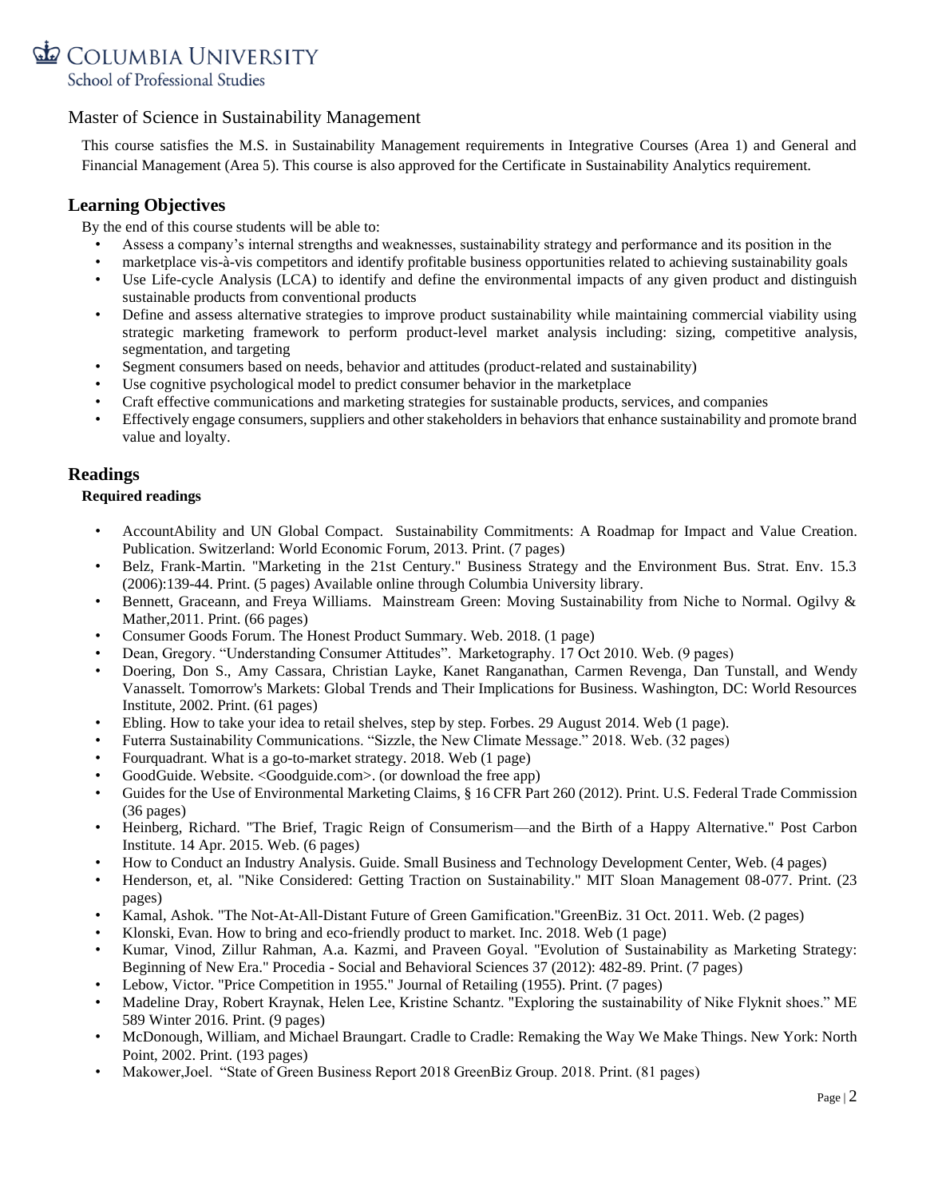Master of Science in Sustainability Management

This course satisfies the M.S. in Sustainability Management requirements in Integrative Courses (Area 1) and General and Financial Management (Area 5). This course is also approved for the Certificate in Sustainability Analytics requirement.

## Learning Objectives

By the end of this course students will be able to:

- Assess a company's internal strengths and weaknesses, sustainability strategy and performance and its position in the
- marketplace vis-à-vis competitors and identify profitable business opportunities related to achieving sustainability goals
- Use Life-cycle Analysis (LCA) to identify and define the environmental impacts of any given product and distinguish sustainable products from conventional products
- Define and assess alternative strategies to improve product sustainability while maintaining commercial viability using strategic marketing framework to perform product-level market analysis including: sizing, competitive analysis, segmentation, and targeting
- Segment consumers based on needs, behavior and attitudes (product-related and sustainability)
- Use cognitive psychological model to predict consumer behavior in the marketplace
- Craft effective communications and marketing strategies for sustainable products, services, and companies
- Effectively engage consumers, suppliers and other stakeholders in behaviors that enhance sustainability and promote brand value and loyalty.

## Readings

**Required readings**

- AccountAbility and UN Global Compact. Sustainability Commitments: A Roadmap for Impact and Value Creation. Publication. Switzerland: World Economic Forum, 2013. Print. (7 pages)
- Belz, Frank-Martin. "Marketing in the 21st Century." Business Strategy and the Environment Bus. Strat. Env. 15.3 (2006):139-44. Print. (5 pages) Available online through Columbia University library.
- Bennett, Graceann, and Freya Williams. Mainstream Green: Moving Sustainability from Niche to Normal. Ogilvy & Mather,2011. Print. (66 pages)
- Consumer Goods Forum. The Honest Product Summary. Web. 2018. (1 page)
- Dean, Gregory. "Understanding Consumer Attitudes". Marketography. 17 Oct 2010. Web. (9 pages)
- Doering, Don S., Amy Cassara, Christian Layke, Kanet Ranganathan, Carmen Revenga, Dan Tunstall, and Wendy Vanasselt. Tomorrow's Markets: Global Trends and Their Implications for Business. Washington, DC: World Resources Institute, 2002. Print. (61 pages)
- Ebling. How to take your idea to retail shelves, step by step. Forbes. 29 August 2014. Web (1 page).
- Futerra Sustainability Communications. "Sizzle, the New Climate Message." 2018. Web. (32 pages)
- Fourquadrant. What is a go-to-market strategy. 2018. Web (1 page)
- GoodGuide. Website. <Goodguide.com>. (or download the free app)
- Guides for the Use of Environmental Marketing Claims, § 16 CFR Part 260 (2012). Print. U.S. Federal Trade Commission (36 pages)
- Heinberg, Richard. "The Brief, Tragic Reign of Consumerism—and the Birth of a Happy Alternative." Post Carbon Institute. 14 Apr. 2015. Web. (6 pages)
- How to Conduct an Industry Analysis. Guide. Small Business and Technology Development Center, Web. (4 pages)
- Henderson, et, al. "Nike Considered: Getting Traction on Sustainability." MIT Sloan Management 08-077. Print. (23 pages)
- Kamal, Ashok. "The Not-At-All-Distant Future of Green Gamification."GreenBiz. 31 Oct. 2011. Web. (2 pages)
- Klonski, Evan. How to bring and eco-friendly product to market. Inc. 2018. Web (1 page)
- Kumar, Vinod, Zillur Rahman, A.a. Kazmi, and Praveen Goyal. "Evolution of Sustainability as Marketing Strategy: Beginning of New Era." Procedia - Social and Behavioral Sciences 37 (2012): 482-89. Print. (7 pages)
- Lebow, Victor. "Price Competition in 1955." Journal of Retailing (1955). Print. (7 pages)
- Madeline Dray, Robert Kraynak, Helen Lee, Kristine Schantz. "Exploring the sustainability of Nike Flyknit shoes." ME 589 Winter 2016. Print. (9 pages)
- McDonough, William, and Michael Braungart. Cradle to Cradle: Remaking the Way We Make Things. New York: North Point, 2002. Print. (193 pages)
- Makower,Joel. "State of Green Business Report 2018 GreenBiz Group. 2018. Print. (81 pages)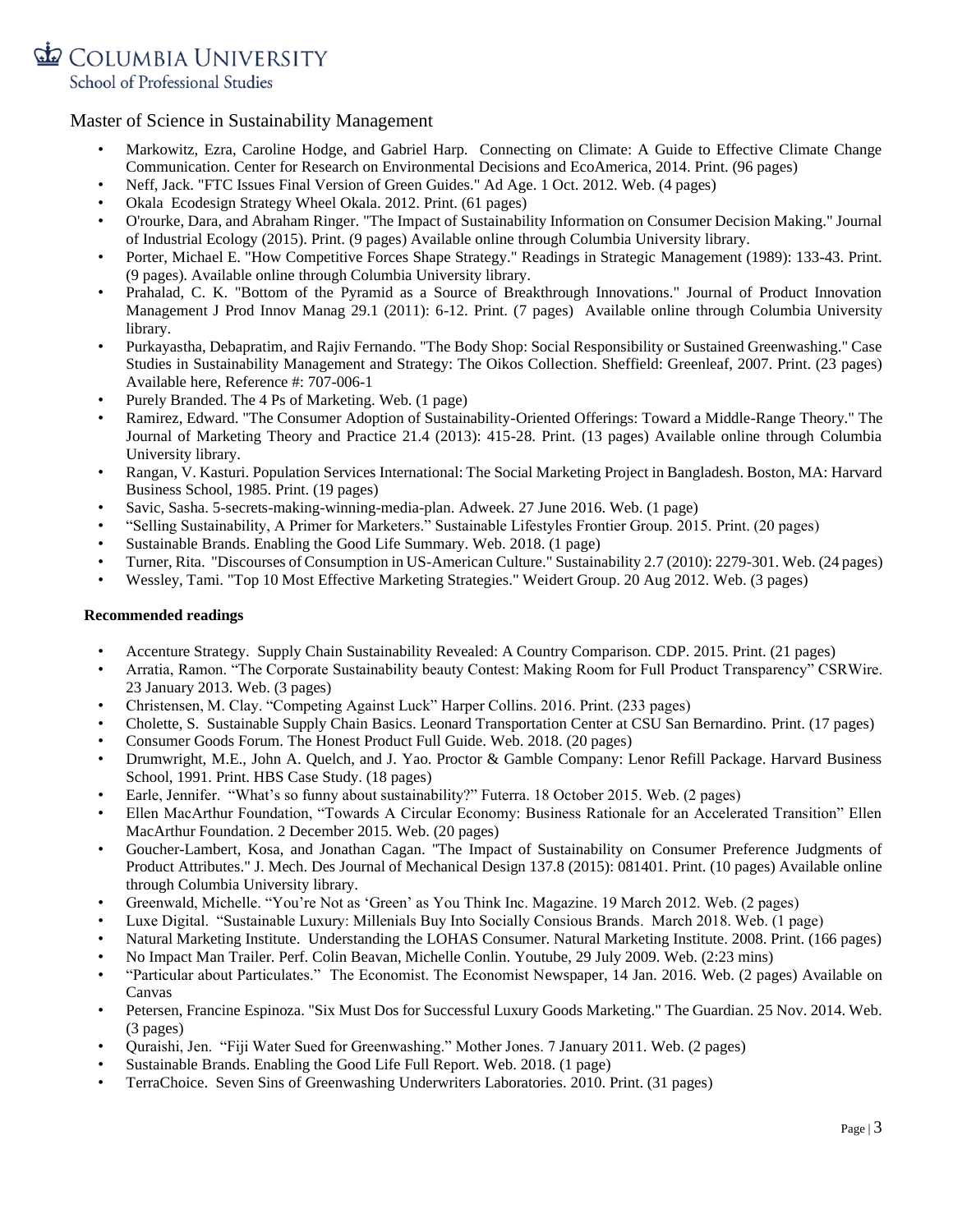Master of Science in Sustainability Management

- Markowitz, Ezra, Caroline Hodge, and Gabriel Harp. Connecting on Climate: A Guide to Effective Climate Change Communication. Center for Research on Environmental Decisions and EcoAmerica, 2014. Print. (96 pages)
- Neff, Jack. "FTC Issues Final Version of Green Guides." Ad Age. 1 Oct. 2012. Web. (4 pages)
- Okala Ecodesign Strategy Wheel Okala. 2012. Print. (61 pages)
- O'rourke, Dara, and Abraham Ringer. "The Impact of Sustainability Information on Consumer Decision Making." Journal of Industrial Ecology (2015). Print. (9 pages) Available online through Columbia University library.
- Porter, Michael E. "How Competitive Forces Shape Strategy." Readings in Strategic Management (1989): 133-43. Print. (9 pages). Available online through Columbia University library.
- Prahalad, C. K. "Bottom of the Pyramid as a Source of Breakthrough Innovations." Journal of Product Innovation Management J Prod Innov Manag 29.1 (2011): 6-12. Print. (7 pages) Available online through Columbia University library.
- Purkayastha, Debapratim, and Rajiv Fernando. "The Body Shop: Social Responsibility or Sustained Greenwashing." Case Studies in Sustainability Management and Strategy: The Oikos Collection. Sheffield: Greenleaf, 2007. Print. (23 pages) Available here, Reference #: 707-006-1
- Purely Branded. The 4 Ps of Marketing. Web. (1 page)
- Ramirez, Edward. "The Consumer Adoption of Sustainability-Oriented Offerings: Toward a Middle-Range Theory." The Journal of Marketing Theory and Practice 21.4 (2013): 415-28. Print. (13 pages) Available online through Columbia University library.
- Rangan, V. Kasturi. Population Services International: The Social Marketing Project in Bangladesh. Boston, MA: Harvard Business School, 1985. Print. (19 pages)
- Savic, Sasha. 5-secrets-making-winning-media-plan. Adweek. 27 June 2016. Web. (1 page)
- "Selling Sustainability, A Primer for Marketers." Sustainable Lifestyles Frontier Group. 2015. Print. (20 pages)
- Sustainable Brands. Enabling the Good Life Summary. Web. 2018. (1 page)
- Turner, Rita. "Discourses of Consumption in US-American Culture." Sustainability 2.7 (2010): 2279-301. Web. (24 pages)
- Wessley, Tami. "Top 10 Most Effective Marketing Strategies." Weidert Group. 20 Aug 2012. Web. (3 pages)

**Recommended readings**

- Accenture Strategy. Supply Chain Sustainability Revealed: A Country Comparison. CDP. 2015. Print. (21 pages)
- Arratia, Ramon. "The Corporate Sustainability beauty Contest: Making Room for Full Product Transparency" CSRWire. 23 January 2013. Web. (3 pages)
- Christensen, M. Clay. "Competing Against Luck" Harper Collins. 2016. Print. (233 pages)
- Cholette, S. Sustainable Supply Chain Basics. Leonard Transportation Center at CSU San Bernardino. Print. (17 pages)
- Consumer Goods Forum. The Honest Product Full Guide. Web. 2018. (20 pages)
- Drumwright, M.E., John A. Quelch, and J. Yao. Proctor & Gamble Company: Lenor Refill Package. Harvard Business School, 1991. Print. HBS Case Study. (18 pages)
- Earle, Jennifer. "What's so funny about sustainability?" Futerra. 18 October 2015. Web. (2 pages)
- Ellen MacArthur Foundation, "Towards A Circular Economy: Business Rationale for an Accelerated Transition" Ellen MacArthur Foundation. 2 December 2015. Web. (20 pages)
- Goucher-Lambert, Kosa, and Jonathan Cagan. "The Impact of Sustainability on Consumer Preference Judgments of Product Attributes." J. Mech. Des Journal of Mechanical Design 137.8 (2015): 081401. Print. (10 pages) Available online through Columbia University library.
- Greenwald, Michelle. "You're Not as 'Green' as You Think Inc. Magazine. 19 March 2012. Web. (2 pages)
- Luxe Digital. "Sustainable Luxury: Millenials Buy Into Socially Consious Brands. March 2018. Web. (1 page)
- Natural Marketing Institute. Understanding the LOHAS Consumer. Natural Marketing Institute. 2008. Print. (166 pages)
- No Impact Man Trailer. Perf. Colin Beavan, Michelle Conlin. Youtube, 29 July 2009. Web. (2:23 mins)
- "Particular about Particulates." The Economist. The Economist Newspaper, 14 Jan. 2016. Web. (2 pages) Available on Canvas
- Petersen, Francine Espinoza. "Six Must Dos for Successful Luxury Goods Marketing." The Guardian. 25 Nov. 2014. Web. (3 pages)
- Quraishi, Jen. "Fiji Water Sued for Greenwashing." Mother Jones. 7 January 2011. Web. (2 pages)
- Sustainable Brands. Enabling the Good Life Full Report. Web. 2018. (1 page)
- TerraChoice. Seven Sins of Greenwashing Underwriters Laboratories. 2010. Print. (31 pages)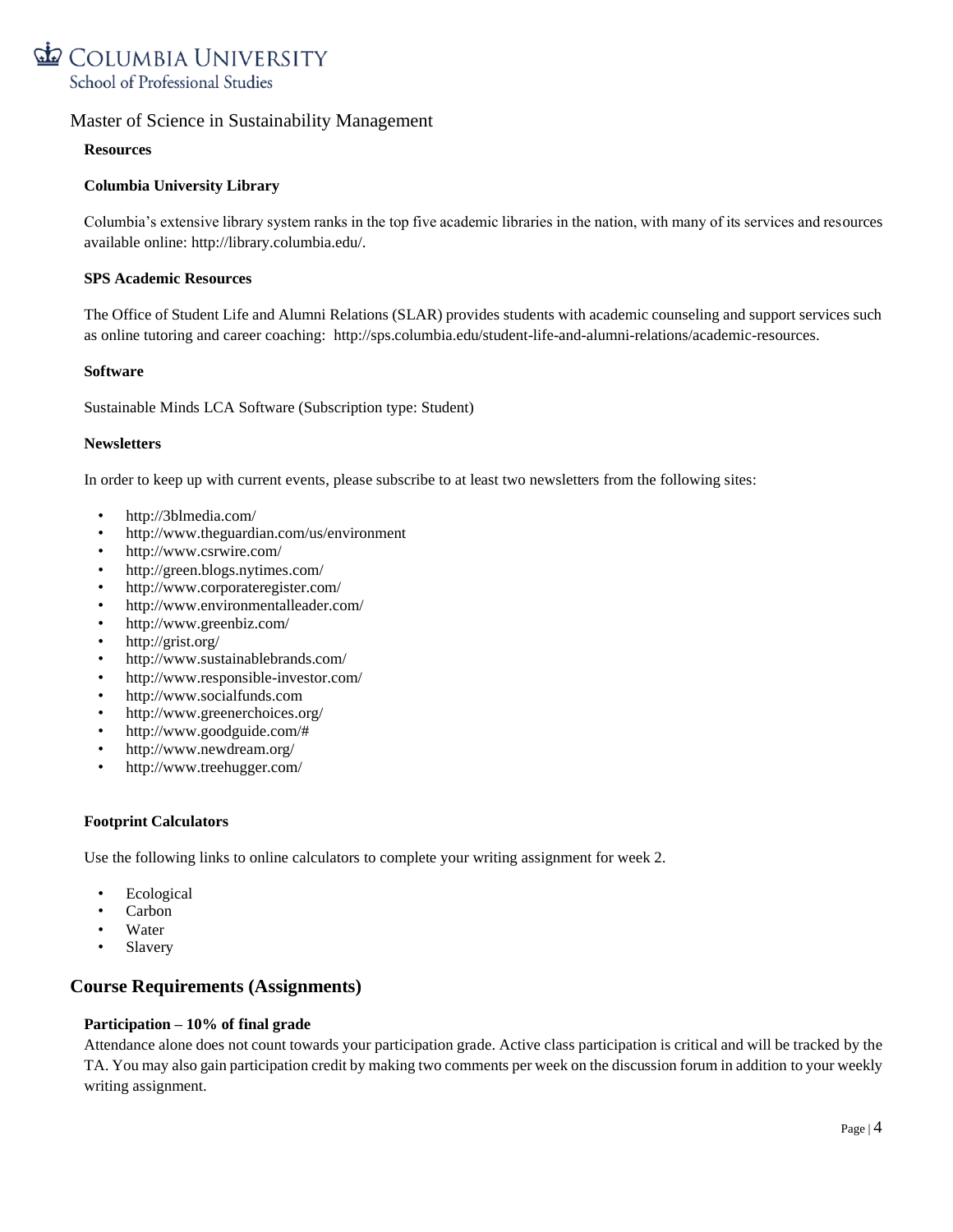### Resources

**Columbia University Library**

Columbia's extensive library system ranks in the top five academic libraries in the nation, with many of its services and resources available online: http://library.columbia.edu/.

**SPS Academic Resources**

The Office of Student Life and Alumni Relations (SLAR) provides students with academic counseling and support services such as online tutoring and career coaching: http://sps.columbia.edu/student-life-and-alumni-relations/academic-resources.

**Software**

Sustainable Minds LCA Software (Subscription type: Student)

**Newsletters**

In order to keep up with current events, please subscribe to at least two newsletters from the following sites:

- http://3blmedia.com/
- http://www.theguardian.com/us/environment
- http://www.csrwire.com/
- http://green.blogs.nytimes.com/
- http://www.corporateregister.com/
- http://www.environmentalleader.com/
- http://www.greenbiz.com/
- http://grist.org/
- http://www.sustainablebrands.com/
- http://www.responsible-investor.com/
- http://www.socialfunds.com
- http://www.greenerchoices.org/
- http://www.goodguide.com/#
- http://www.newdream.org/
- http://www.treehugger.com/

**Footprint Calculators**

Use the following links to online calculators to complete your writing assignment for week 2.

- Ecological
- Carbon
- Water
- Slavery

## Course Requirements (Assignments)

**Participation – 10% of final grade**

Attendance alone does not count towards your participation grade. Active class participation is critical and will be tracked by the TA. You may also gain participation credit by making two comments per week on the discussion forum in addition to your weekly writing assignment.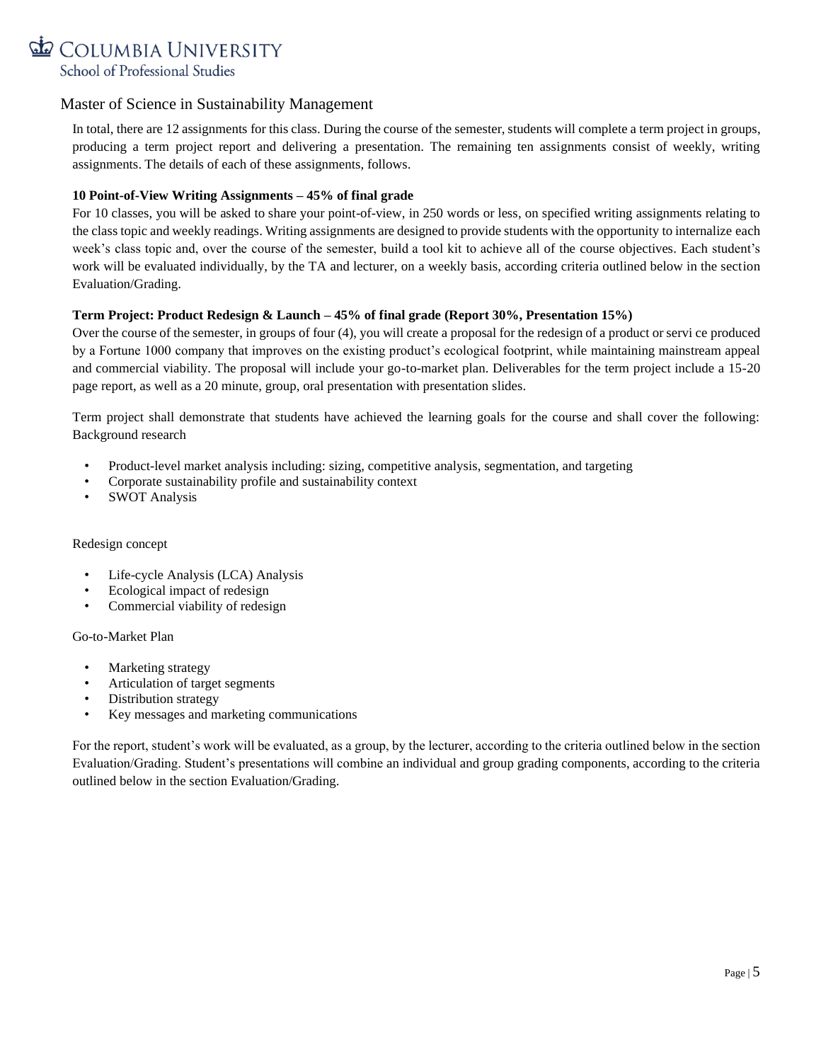In total, there are 12 assignments for this class. During the course of the semester, students will complete a term project in groups, producing a term project report and delivering a presentation. The remaining ten assignments consist of weekly, writing assignments. The details of each of these assignments, follows.

**10 Point-of-View Writing Assignments – 45% of final grade**

For 10 classes, you will be asked to share your point-of-view, in 250 words or less, on specified writing assignments relating to the class topic and weekly readings. Writing assignments are designed to provide students with the opportunity to internalize each week's class topic and, over the course of the semester, build a tool kit to achieve all of the course objectives. Each student's work will be evaluated individually, by the TA and lecturer, on a weekly basis, according criteria outlined below in the section Evaluation/Grading.

**Term Project: Product Redesign & Launch – 45% of final grade (Report 30%, Presentation 15%)**

Over the course of the semester, in groups of four (4), you will create a proposal for the redesign of a product or servi ce produced by a Fortune 1000 company that improves on the existing product's ecological footprint, while maintaining mainstream appeal and commercial viability. The proposal will include your go-to-market plan. Deliverables for the term project include a 15-20 page report, as well as a 20 minute, group, oral presentation with presentation slides.

Term project shall demonstrate that students have achieved the learning goals for the course and shall cover the following: Background research

- Product-level market analysis including: sizing, competitive analysis, segmentation, and targeting
- Corporate sustainability profile and sustainability context
- SWOT Analysis

Redesign concept

- Life-cycle Analysis (LCA) Analysis
- Ecological impact of redesign
- Commercial viability of redesign

Go-to-Market Plan

- Marketing strategy
- Articulation of target segments
- Distribution strategy
- Key messages and marketing communications

For the report, student's work will be evaluated, as a group, by the lecturer, according to the criteria outlined below in the section Evaluation/Grading. Student's presentations will combine an individual and group grading components, according to the criteria outlined below in the section Evaluation/Grading.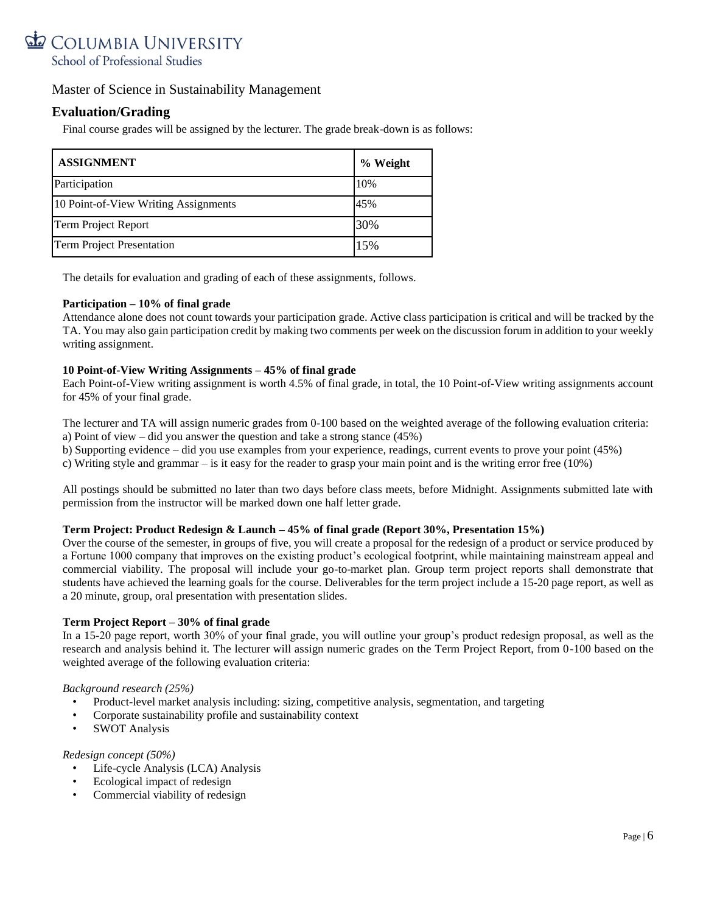Master of Science in Sustainability Management

## Evaluation/Grading

Final course grades will be assigned by the lecturer. The grade break-down is as follows:

| ASSIGNMENT | % Weight |
| --- | --- |
| Participation | 10% |
| 10 Point-of-View Writing Assignments | 45% |
| Term Project Report | 30% |
| Term Project Presentation | 15% |

The details for evaluation and grading of each of these assignments, follows.

**Participation – 10% of final grade**

Attendance alone does not count towards your participation grade. Active class participation is critical and will be tracked by the TA. You may also gain participation credit by making two comments per week on the discussion forum in addition to your weekly writing assignment.

**10 Point-of-View Writing Assignments – 45% of final grade**

Each Point-of-View writing assignment is worth 4.5% of final grade, in total, the 10 Point-of-View writing assignments account for 45% of your final grade.

The lecturer and TA will assign numeric grades from 0-100 based on the weighted average of the following evaluation criteria:
a) Point of view – did you answer the question and take a strong stance (45%)
b) Supporting evidence – did you use examples from your experience, readings, current events to prove your point (45%)
c) Writing style and grammar – is it easy for the reader to grasp your main point and is the writing error free (10%)

All postings should be submitted no later than two days before class meets, before Midnight. Assignments submitted late with permission from the instructor will be marked down one half letter grade.

**Term Project: Product Redesign & Launch – 45% of final grade (Report 30%, Presentation 15%)**

Over the course of the semester, in groups of five, you will create a proposal for the redesign of a product or service produced by a Fortune 1000 company that improves on the existing product's ecological footprint, while maintaining mainstream appeal and commercial viability. The proposal will include your go-to-market plan. Group term project reports shall demonstrate that students have achieved the learning goals for the course. Deliverables for the term project include a 15-20 page report, as well as a 20 minute, group, oral presentation with presentation slides.

**Term Project Report – 30% of final grade**

In a 15-20 page report, worth 30% of your final grade, you will outline your group's product redesign proposal, as well as the research and analysis behind it. The lecturer will assign numeric grades on the Term Project Report, from 0-100 based on the weighted average of the following evaluation criteria:

*Background research (25%)*

- Product-level market analysis including: sizing, competitive analysis, segmentation, and targeting
- Corporate sustainability profile and sustainability context
- SWOT Analysis

*Redesign concept (50%)*

- Life-cycle Analysis (LCA) Analysis
- Ecological impact of redesign
- Commercial viability of redesign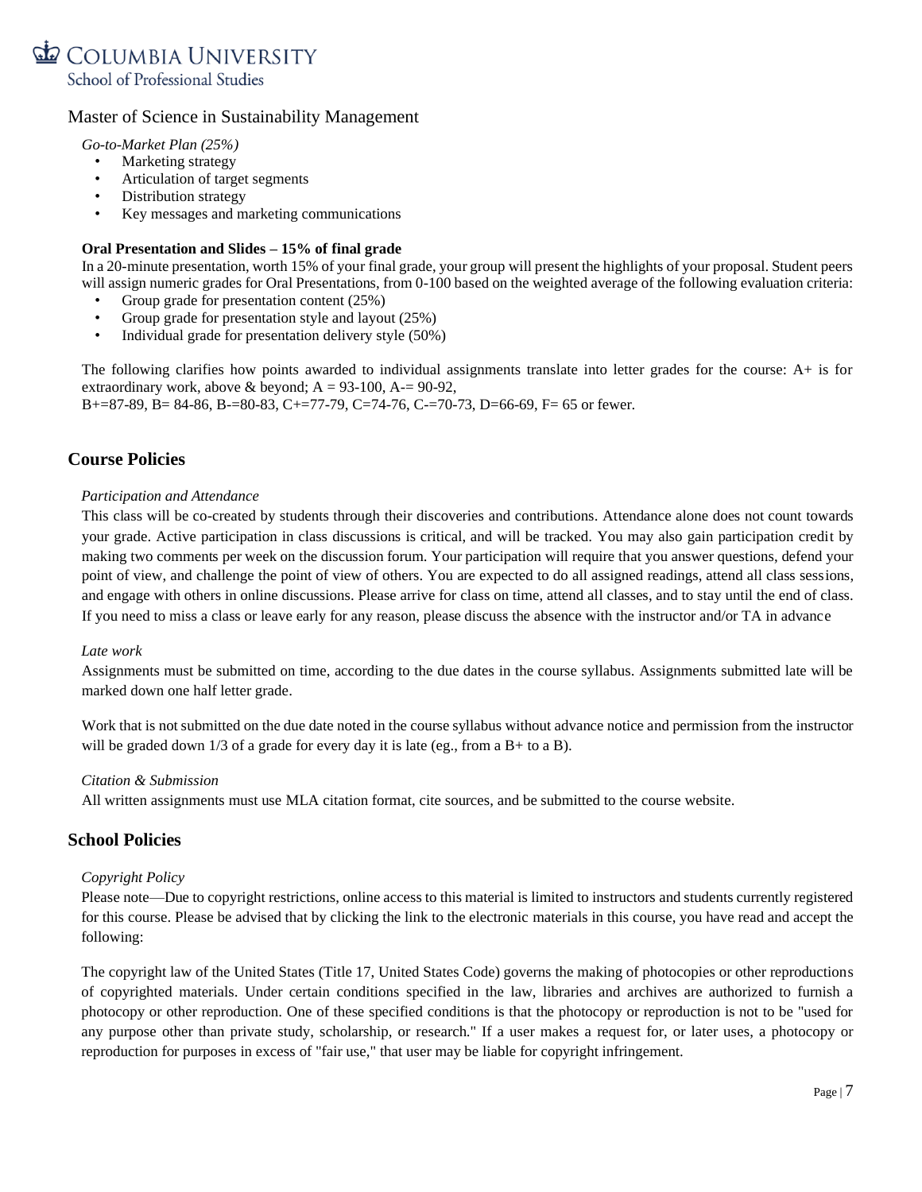Master of Science in Sustainability Management

*Go-to-Market Plan (25%)*

- Marketing strategy
- Articulation of target segments
- Distribution strategy
- Key messages and marketing communications

**Oral Presentation and Slides – 15% of final grade**

In a 20-minute presentation, worth 15% of your final grade, your group will present the highlights of your proposal. Student peers will assign numeric grades for Oral Presentations, from 0-100 based on the weighted average of the following evaluation criteria:

- Group grade for presentation content (25%)
- Group grade for presentation style and layout (25%)
- Individual grade for presentation delivery style (50%)

The following clarifies how points awarded to individual assignments translate into letter grades for the course: A+ is for extraordinary work, above & beyond; A = 93-100, A-= 90-92,
B+=87-89, B= 84-86, B-=80-83, C+=77-79, C=74-76, C-=70-73, D=66-69, F= 65 or fewer.

## Course Policies

*Participation and Attendance*

This class will be co-created by students through their discoveries and contributions. Attendance alone does not count towards your grade. Active participation in class discussions is critical, and will be tracked. You may also gain participation credit by making two comments per week on the discussion forum. Your participation will require that you answer questions, defend your point of view, and challenge the point of view of others. You are expected to do all assigned readings, attend all class sessions, and engage with others in online discussions. Please arrive for class on time, attend all classes, and to stay until the end of class. If you need to miss a class or leave early for any reason, please discuss the absence with the instructor and/or TA in advance

*Late work*

Assignments must be submitted on time, according to the due dates in the course syllabus. Assignments submitted late will be marked down one half letter grade.

Work that is not submitted on the due date noted in the course syllabus without advance notice and permission from the instructor will be graded down 1/3 of a grade for every day it is late (eg., from a B+ to a B).

*Citation & Submission*

All written assignments must use MLA citation format, cite sources, and be submitted to the course website.

## School Policies

*Copyright Policy*

Please note—Due to copyright restrictions, online access to this material is limited to instructors and students currently registered for this course. Please be advised that by clicking the link to the electronic materials in this course, you have read and accept the following:

The copyright law of the United States (Title 17, United States Code) governs the making of photocopies or other reproductions of copyrighted materials. Under certain conditions specified in the law, libraries and archives are authorized to furnish a photocopy or other reproduction. One of these specified conditions is that the photocopy or reproduction is not to be "used for any purpose other than private study, scholarship, or research." If a user makes a request for, or later uses, a photocopy or reproduction for purposes in excess of "fair use," that user may be liable for copyright infringement.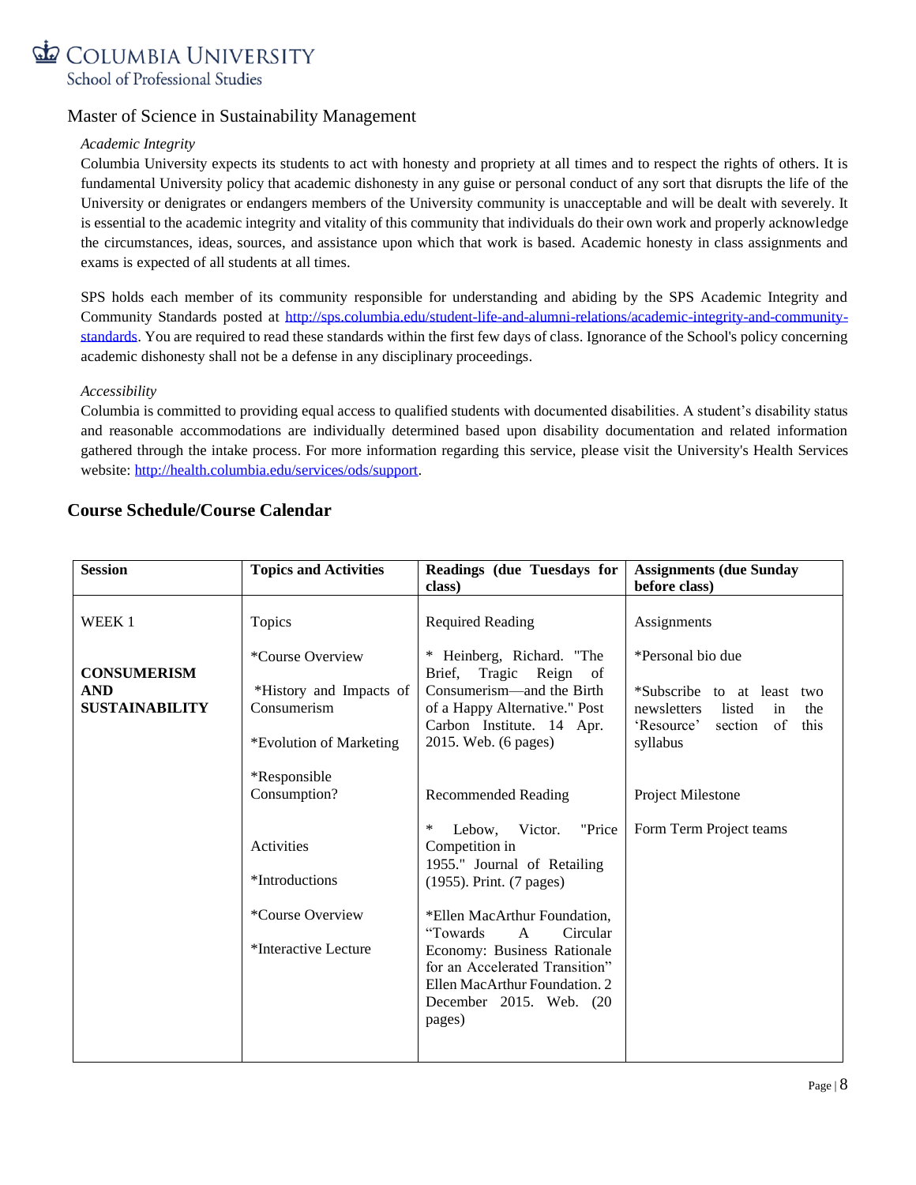Master of Science in Sustainability Management

*Academic Integrity*

Columbia University expects its students to act with honesty and propriety at all times and to respect the rights of others. It is fundamental University policy that academic dishonesty in any guise or personal conduct of any sort that disrupts the life of the University or denigrates or endangers members of the University community is unacceptable and will be dealt with severely. It is essential to the academic integrity and vitality of this community that individuals do their own work and properly acknowledge the circumstances, ideas, sources, and assistance upon which that work is based. Academic honesty in class assignments and exams is expected of all students at all times.

SPS holds each member of its community responsible for understanding and abiding by the SPS Academic Integrity and Community Standards posted at http://sps.columbia.edu/student-life-and-alumni-relations/academic-integrity-and-community-standards. You are required to read these standards within the first few days of class. Ignorance of the School's policy concerning academic dishonesty shall not be a defense in any disciplinary proceedings.

*Accessibility*

Columbia is committed to providing equal access to qualified students with documented disabilities. A student's disability status and reasonable accommodations are individually determined based upon disability documentation and related information gathered through the intake process. For more information regarding this service, please visit the University's Health Services website: http://health.columbia.edu/services/ods/support.

## Course Schedule/Course Calendar

| Session | Topics and Activities | Readings (due Tuesdays for class) | Assignments (due Sunday before class) |
|---|---|---|---|
| WEEK 1<br><br>**CONSUMERISM AND SUSTAINABILITY** | Topics<br><br>*Course Overview<br><br>*History and Impacts of Consumerism<br><br>*Evolution of Marketing<br><br>*Responsible Consumption?<br><br>Activities<br><br>*Introductions<br><br>*Course Overview<br><br>*Interactive Lecture | Required Reading<br><br>* Heinberg, Richard. "The Brief, Tragic Reign of Consumerism—and the Birth of a Happy Alternative." Post Carbon Institute. 14 Apr. 2015. Web. (6 pages)<br><br>Recommended Reading<br><br>* Lebow, Victor. "Price Competition in 1955." Journal of Retailing (1955). Print. (7 pages)<br><br>*Ellen MacArthur Foundation, "Towards A Circular Economy: Business Rationale for an Accelerated Transition" Ellen MacArthur Foundation. 2 December 2015. Web. (20 pages) | Assignments<br><br>*Personal bio due<br><br>*Subscribe to at least two newsletters listed in the 'Resource' section of this syllabus<br><br>Project Milestone<br><br>Form Term Project teams |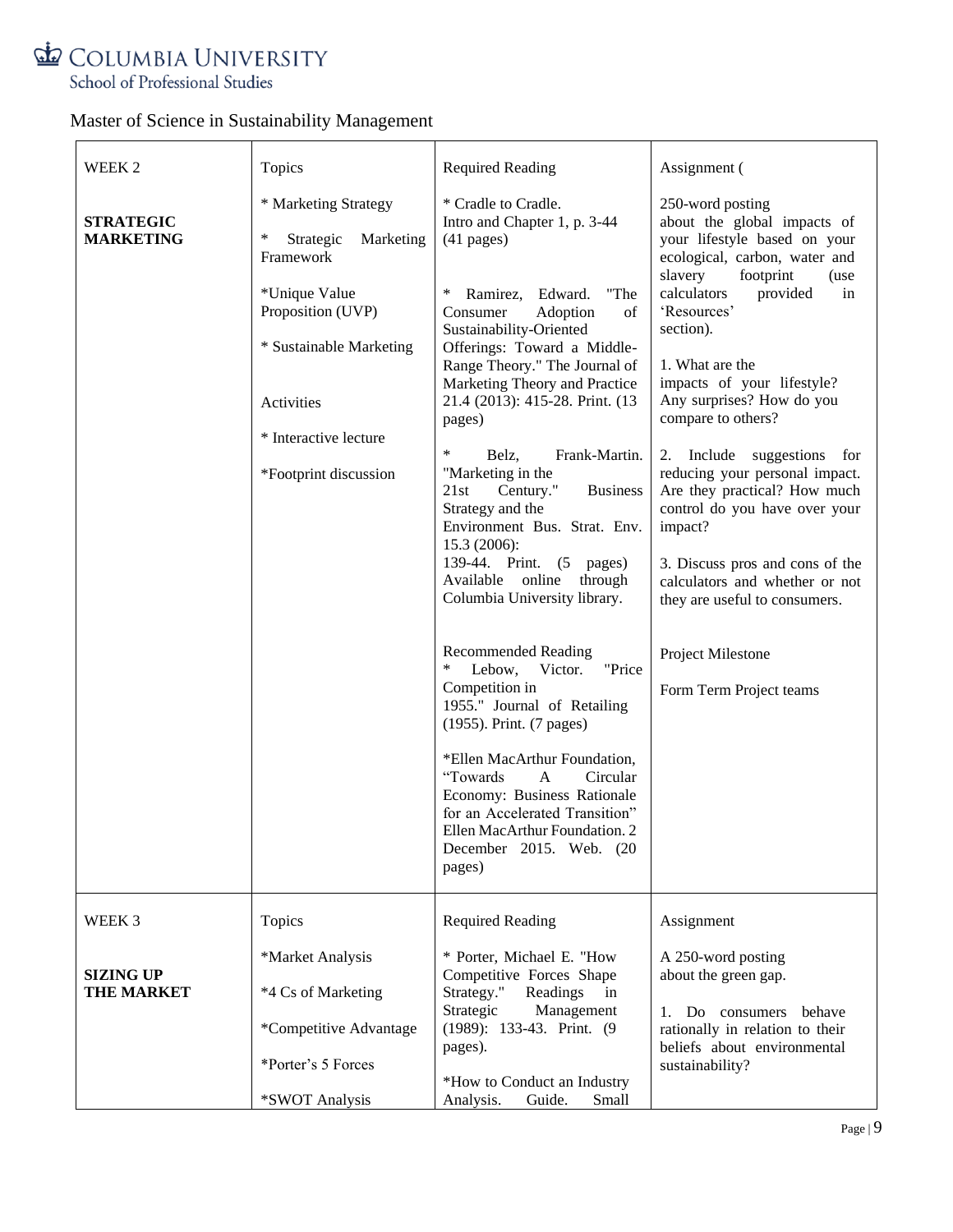Master of Science in Sustainability Management

| WEEK 2<br><br>**STRATEGIC MARKETING** | Topics<br><br>* Marketing Strategy<br><br>* Strategic Marketing Framework<br><br>*Unique Value Proposition (UVP)<br><br>* Sustainable Marketing<br><br>Activities<br><br>* Interactive lecture<br><br>*Footprint discussion | Required Reading<br><br>* Cradle to Cradle. Intro and Chapter 1, p. 3-44 (41 pages)<br><br>* Ramirez, Edward. "The Consumer Adoption of Sustainability-Oriented Offerings: Toward a Middle-Range Theory." The Journal of Marketing Theory and Practice 21.4 (2013): 415-28. Print. (13 pages)<br><br>* Belz, Frank-Martin. "Marketing in the 21st Century." Business Strategy and the Environment Bus. Strat. Env. 15.3 (2006): 139-44. Print. (5 pages) Available online through Columbia University library.<br><br>Recommended Reading<br>* Lebow, Victor. "Price Competition in 1955." Journal of Retailing (1955). Print. (7 pages)<br><br>*Ellen MacArthur Foundation, "Towards A Circular Economy: Business Rationale for an Accelerated Transition" Ellen MacArthur Foundation. 2 December 2015. Web. (20 pages) | Assignment (<br><br>250-word posting about the global impacts of your lifestyle based on your ecological, carbon, water and slavery footprint (use calculators provided in 'Resources' section).<br><br>1. What are the impacts of your lifestyle? Any surprises? How do you compare to others?<br><br>2. Include suggestions for reducing your personal impact. Are they practical? How much control do you have over your impact?<br><br>3. Discuss pros and cons of the calculators and whether or not they are useful to consumers.<br><br>Project Milestone<br><br>Form Term Project teams |
|---|---|---|---|
| WEEK 3<br><br>**SIZING UP THE MARKET** | Topics<br><br>*Market Analysis<br><br>*4 Cs of Marketing<br><br>*Competitive Advantage<br><br>*Porter's 5 Forces<br><br>*SWOT Analysis | Required Reading<br><br>* Porter, Michael E. "How Competitive Forces Shape Strategy." Readings in Strategic Management (1989): 133-43. Print. (9 pages).<br><br>*How to Conduct an Industry Analysis. Guide. Small | Assignment<br><br>A 250-word posting about the green gap.<br><br>1. Do consumers behave rationally in relation to their beliefs about environmental sustainability? |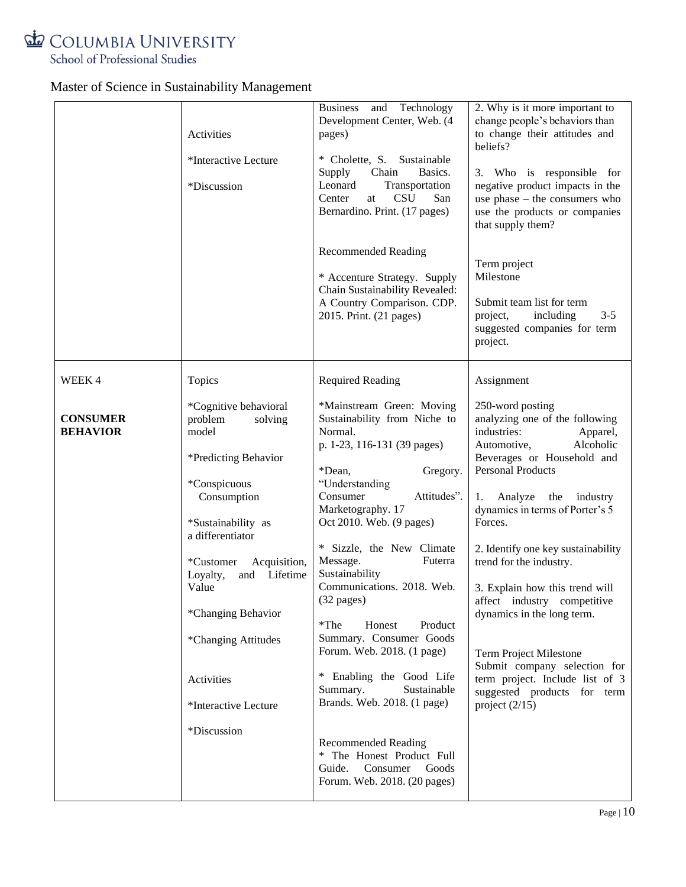Master of Science in Sustainability Management

| | | | |
|---|---|---|---|
| | Activities<br><br>*Interactive Lecture<br><br>*Discussion | Business and Technology Development Center, Web. (4 pages)<br><br>* Cholette, S. Sustainable Supply Chain Basics. Leonard Transportation Center at CSU San Bernardino. Print. (17 pages)<br><br>Recommended Reading<br><br>* Accenture Strategy. Supply Chain Sustainability Revealed: A Country Comparison. CDP. 2015. Print. (21 pages) | 2. Why is it more important to change people's behaviors than to change their attitudes and beliefs?<br><br>3. Who is responsible for negative product impacts in the use phase – the consumers who use the products or companies that supply them?<br><br>Term project Milestone<br><br>Submit team list for term project, including 3-5 suggested companies for term project. |
| WEEK 4<br><br>**CONSUMER BEHAVIOR** | Topics<br><br>*Cognitive behavioral problem solving model<br><br>*Predicting Behavior<br><br>*Conspicuous Consumption<br><br>*Sustainability as a differentiator<br><br>*Customer Acquisition, Loyalty, and Lifetime Value<br><br>*Changing Behavior<br><br>*Changing Attitudes<br><br>Activities<br><br>*Interactive Lecture<br><br>*Discussion | Required Reading<br><br>*Mainstream Green: Moving Sustainability from Niche to Normal. p. 1-23, 116-131 (39 pages)<br><br>*Dean, Gregory. "Understanding Consumer Attitudes". Marketography. 17 Oct 2010. Web. (9 pages)<br><br>* Sizzle, the New Climate Message. Futerra Sustainability Communications. 2018. Web. (32 pages)<br><br>*The Honest Product Summary. Consumer Goods Forum. Web. 2018. (1 page)<br><br>* Enabling the Good Life Summary. Sustainable Brands. Web. 2018. (1 page)<br><br>Recommended Reading<br>* The Honest Product Full Guide. Consumer Goods Forum. Web. 2018. (20 pages) | Assignment<br><br>250-word posting analyzing one of the following industries: Apparel, Automotive, Alcoholic Beverages or Household and Personal Products<br><br>1. Analyze the industry dynamics in terms of Porter's 5 Forces.<br><br>2. Identify one key sustainability trend for the industry.<br><br>3. Explain how this trend will affect industry competitive dynamics in the long term.<br><br>Term Project Milestone<br>Submit company selection for term project. Include list of 3 suggested products for term project (2/15) |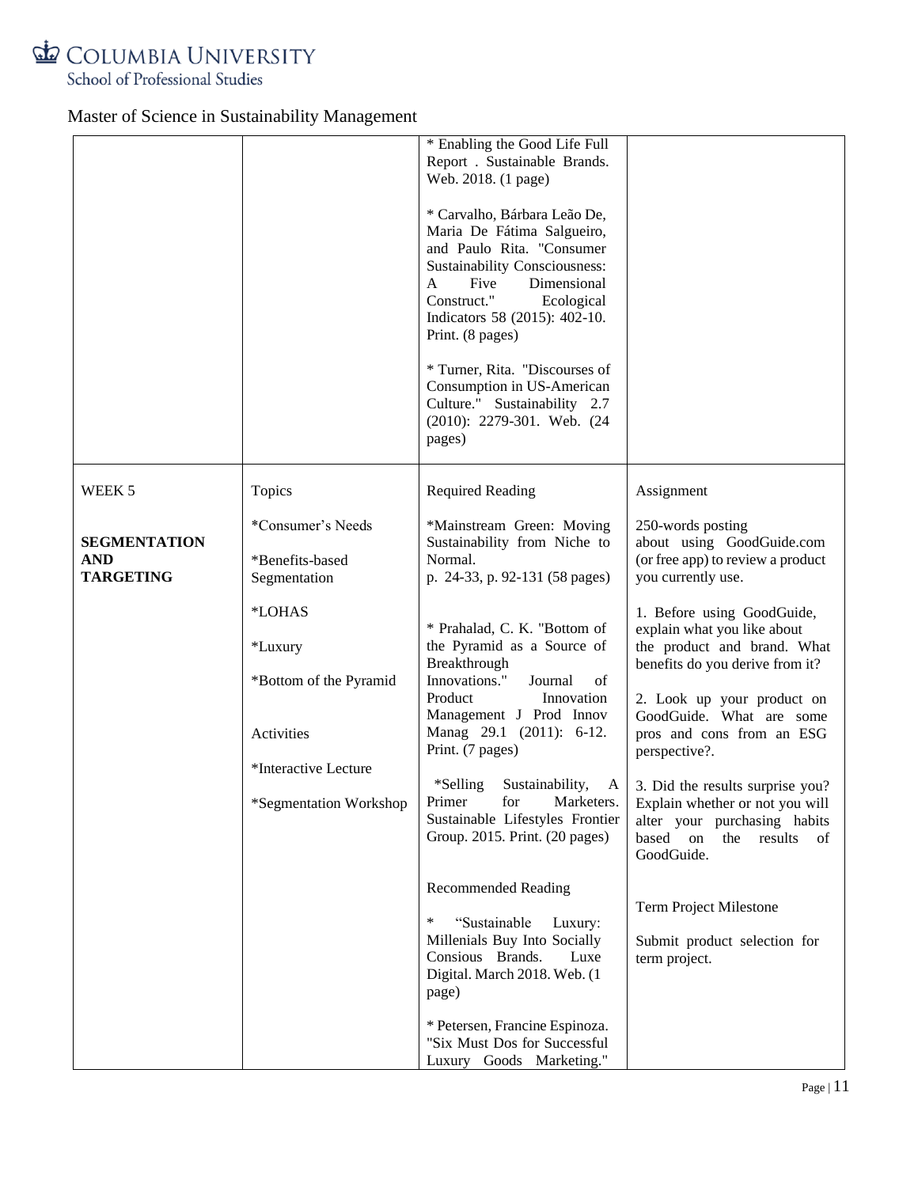Master of Science in Sustainability Management

| | | | |
|---|---|---|---|
| | | * Enabling the Good Life Full Report . Sustainable Brands. Web. 2018. (1 page)<br><br>* Carvalho, Bárbara Leão De, Maria De Fátima Salgueiro, and Paulo Rita. "Consumer Sustainability Consciousness: A Five Dimensional Construct." Ecological Indicators 58 (2015): 402-10. Print. (8 pages)<br><br>* Turner, Rita. "Discourses of Consumption in US-American Culture." Sustainability 2.7 (2010): 2279-301. Web. (24 pages) | |
| WEEK 5<br><br>**SEGMENTATION AND TARGETING** | Topics<br><br>*Consumer's Needs<br><br>*Benefits-based Segmentation<br><br>*LOHAS<br><br>*Luxury<br><br>*Bottom of the Pyramid<br><br>Activities<br><br>*Interactive Lecture<br><br>*Segmentation Workshop | Required Reading<br><br>*Mainstream Green: Moving Sustainability from Niche to Normal. p. 24-33, p. 92-131 (58 pages)<br><br>* Prahalad, C. K. "Bottom of the Pyramid as a Source of Breakthrough Innovations." Journal of Product Innovation Management J Prod Innov Manag 29.1 (2011): 6-12. Print. (7 pages)<br><br>*Selling Sustainability, A Primer for Marketers. Sustainable Lifestyles Frontier Group. 2015. Print. (20 pages)<br><br>Recommended Reading<br><br>* "Sustainable Luxury: Millenials Buy Into Socially Consious Brands. Luxe Digital. March 2018. Web. (1 page)<br><br>* Petersen, Francine Espinoza. "Six Must Dos for Successful Luxury Goods Marketing." | Assignment<br><br>250-words posting about using GoodGuide.com (or free app) to review a product you currently use.<br><br>1. Before using GoodGuide, explain what you like about the product and brand. What benefits do you derive from it?<br><br>2. Look up your product on GoodGuide. What are some pros and cons from an ESG perspective?.<br><br>3. Did the results surprise you? Explain whether or not you will alter your purchasing habits based on the results of GoodGuide.<br><br>Term Project Milestone<br><br>Submit product selection for term project. |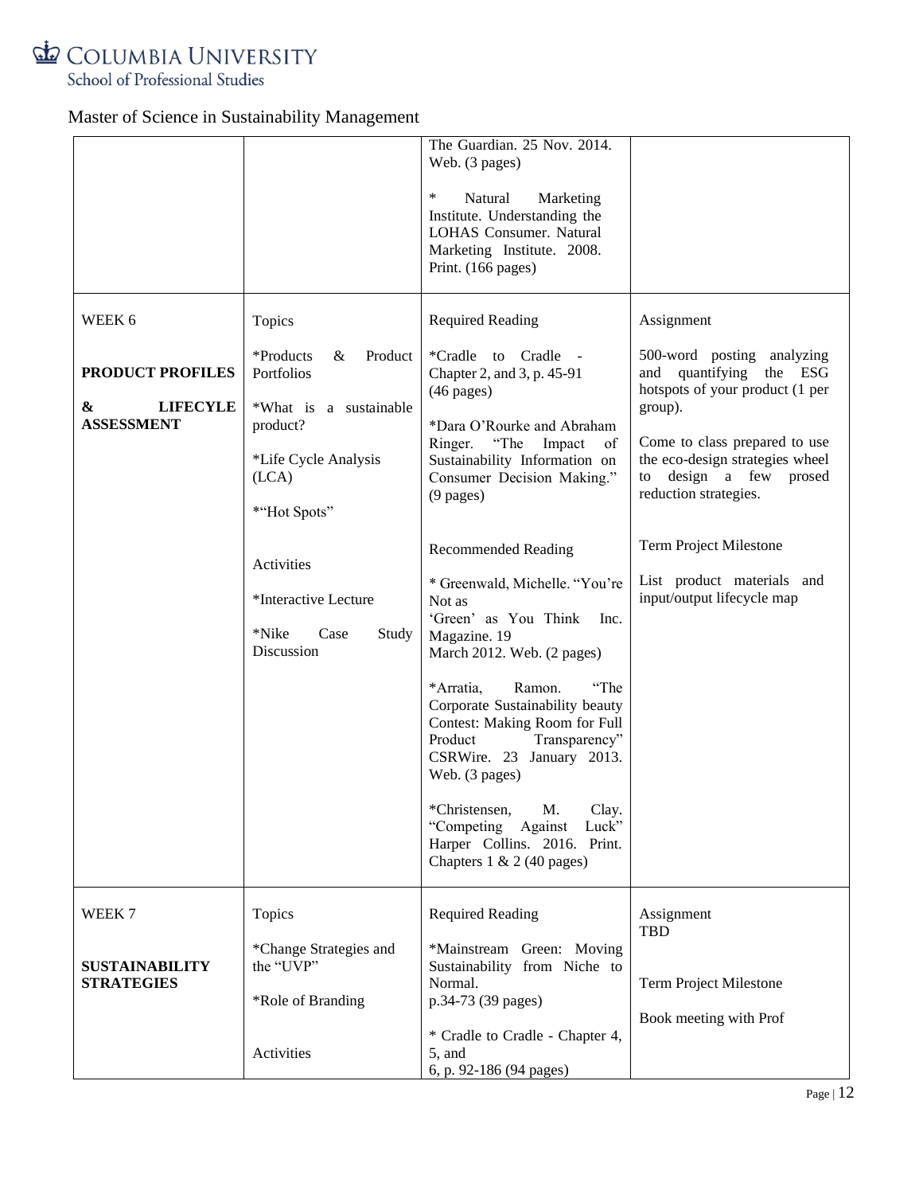Master of Science in Sustainability Management

| | | | |
|---|---|---|---|
| | | The Guardian. 25 Nov. 2014. Web. (3 pages)<br><br>* Natural Marketing Institute. Understanding the LOHAS Consumer. Natural Marketing Institute. 2008. Print. (166 pages) | |
| WEEK 6<br><br>**PRODUCT PROFILES & LIFECYLE ASSESSMENT** | Topics<br><br>*Products & Product Portfolios<br><br>*What is a sustainable product?<br><br>*Life Cycle Analysis (LCA)<br><br>*"Hot Spots"<br><br>Activities<br><br>*Interactive Lecture<br><br>*Nike Case Study Discussion | Required Reading<br><br>*Cradle to Cradle - Chapter 2, and 3, p. 45-91 (46 pages)<br><br>*Dara O'Rourke and Abraham Ringer. "The Impact of Sustainability Information on Consumer Decision Making." (9 pages)<br><br>Recommended Reading<br><br>* Greenwald, Michelle. "You're Not as 'Green' as You Think Inc. Magazine. 19 March 2012. Web. (2 pages)<br><br>*Arratia, Ramon. "The Corporate Sustainability beauty Contest: Making Room for Full Product Transparency" CSRWire. 23 January 2013. Web. (3 pages)<br><br>*Christensen, M. Clay. "Competing Against Luck" Harper Collins. 2016. Print. Chapters 1 & 2 (40 pages) | Assignment<br><br>500-word posting analyzing and quantifying the ESG hotspots of your product (1 per group).<br><br>Come to class prepared to use the eco-design strategies wheel to design a few prosed reduction strategies.<br><br>Term Project Milestone<br><br>List product materials and input/output lifecycle map |
| WEEK 7<br><br>**SUSTAINABILITY STRATEGIES** | Topics<br><br>*Change Strategies and the "UVP"<br><br>*Role of Branding<br><br>Activities | Required Reading<br><br>*Mainstream Green: Moving Sustainability from Niche to Normal. p.34-73 (39 pages)<br><br>* Cradle to Cradle - Chapter 4, 5, and 6, p. 92-186 (94 pages) | Assignment TBD<br><br>Term Project Milestone<br><br>Book meeting with Prof |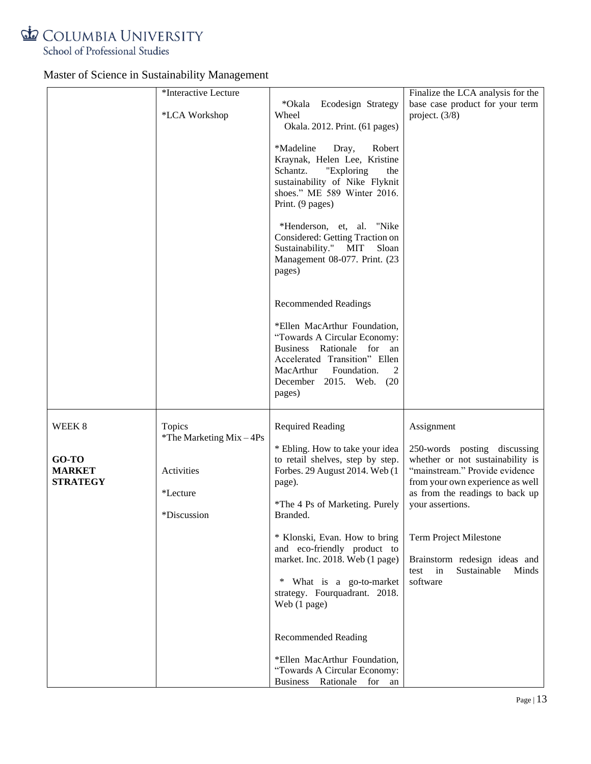Master of Science in Sustainability Management

| | | | |
|---|---|---|---|
| | *Interactive Lecture<br><br>*LCA Workshop | *Okala Ecodesign Strategy Wheel<br>Okala. 2012. Print. (61 pages)<br><br>*Madeline Dray, Robert Kraynak, Helen Lee, Kristine Schantz. "Exploring the sustainability of Nike Flyknit shoes." ME 589 Winter 2016. Print. (9 pages)<br><br>*Henderson, et, al. "Nike Considered: Getting Traction on Sustainability." MIT Sloan Management 08-077. Print. (23 pages)<br><br>Recommended Readings<br><br>*Ellen MacArthur Foundation, "Towards A Circular Economy: Business Rationale for an Accelerated Transition" Ellen MacArthur Foundation. 2 December 2015. Web. (20 pages) | Finalize the LCA analysis for the base case product for your term project. (3/8) |
| WEEK 8<br><br>**GO-TO MARKET STRATEGY** | Topics<br>*The Marketing Mix – 4Ps<br><br>Activities<br><br>*Lecture<br><br>*Discussion | Required Reading<br><br>* Ebling. How to take your idea to retail shelves, step by step. Forbes. 29 August 2014. Web (1 page).<br><br>*The 4 Ps of Marketing. Purely Branded.<br><br>* Klonski, Evan. How to bring and eco-friendly product to market. Inc. 2018. Web (1 page)<br><br>* What is a go-to-market strategy. Fourquadrant. 2018. Web (1 page)<br><br>Recommended Reading<br><br>*Ellen MacArthur Foundation, "Towards A Circular Economy: Business Rationale for an | Assignment<br><br>250-words posting discussing whether or not sustainability is "mainstream." Provide evidence from your own experience as well as from the readings to back up your assertions.<br><br>Term Project Milestone<br><br>Brainstorm redesign ideas and test in Sustainable Minds software |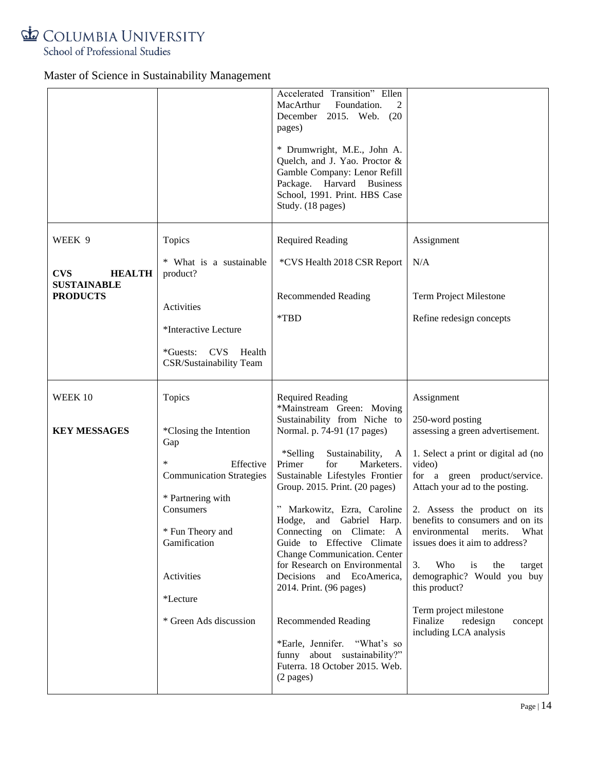Master of Science in Sustainability Management

| | | | |
|---|---|---|---|
| | | Accelerated Transition" Ellen MacArthur Foundation. 2 December 2015. Web. (20 pages)<br><br>* Drumwright, M.E., John A. Quelch, and J. Yao. Proctor & Gamble Company: Lenor Refill Package. Harvard Business School, 1991. Print. HBS Case Study. (18 pages) | |
| WEEK 9<br><br>**CVS HEALTH SUSTAINABLE PRODUCTS** | Topics<br><br>* What is a sustainable product?<br><br>Activities<br><br>*Interactive Lecture<br><br>*Guests: CVS Health CSR/Sustainability Team | Required Reading<br><br>*CVS Health 2018 CSR Report<br><br>Recommended Reading<br><br>*TBD | Assignment<br><br>N/A<br><br>Term Project Milestone<br><br>Refine redesign concepts |
| WEEK 10<br><br>**KEY MESSAGES** | Topics<br><br>*Closing the Intention Gap<br><br>* Effective Communication Strategies<br><br>* Partnering with Consumers<br><br>* Fun Theory and Gamification<br><br>Activities<br><br>*Lecture<br><br>* Green Ads discussion | Required Reading<br>*Mainstream Green: Moving Sustainability from Niche to Normal. p. 74-91 (17 pages)<br><br>*Selling Sustainability, A Primer for Marketers. Sustainable Lifestyles Frontier Group. 2015. Print. (20 pages)<br><br>" Markowitz, Ezra, Caroline Hodge, and Gabriel Harp. Connecting on Climate: A Guide to Effective Climate Change Communication. Center for Research on Environmental Decisions and EcoAmerica, 2014. Print. (96 pages)<br><br>Recommended Reading<br><br>*Earle, Jennifer. "What's so funny about sustainability?" Futerra. 18 October 2015. Web. (2 pages) | Assignment<br><br>250-word posting assessing a green advertisement.<br><br>1. Select a print or digital ad (no video) for a green product/service. Attach your ad to the posting.<br><br>2. Assess the product on its benefits to consumers and on its environmental merits. What issues does it aim to address?<br><br>3. Who is the target demographic? Would you buy this product?<br><br>Term project milestone<br>Finalize redesign concept including LCA analysis |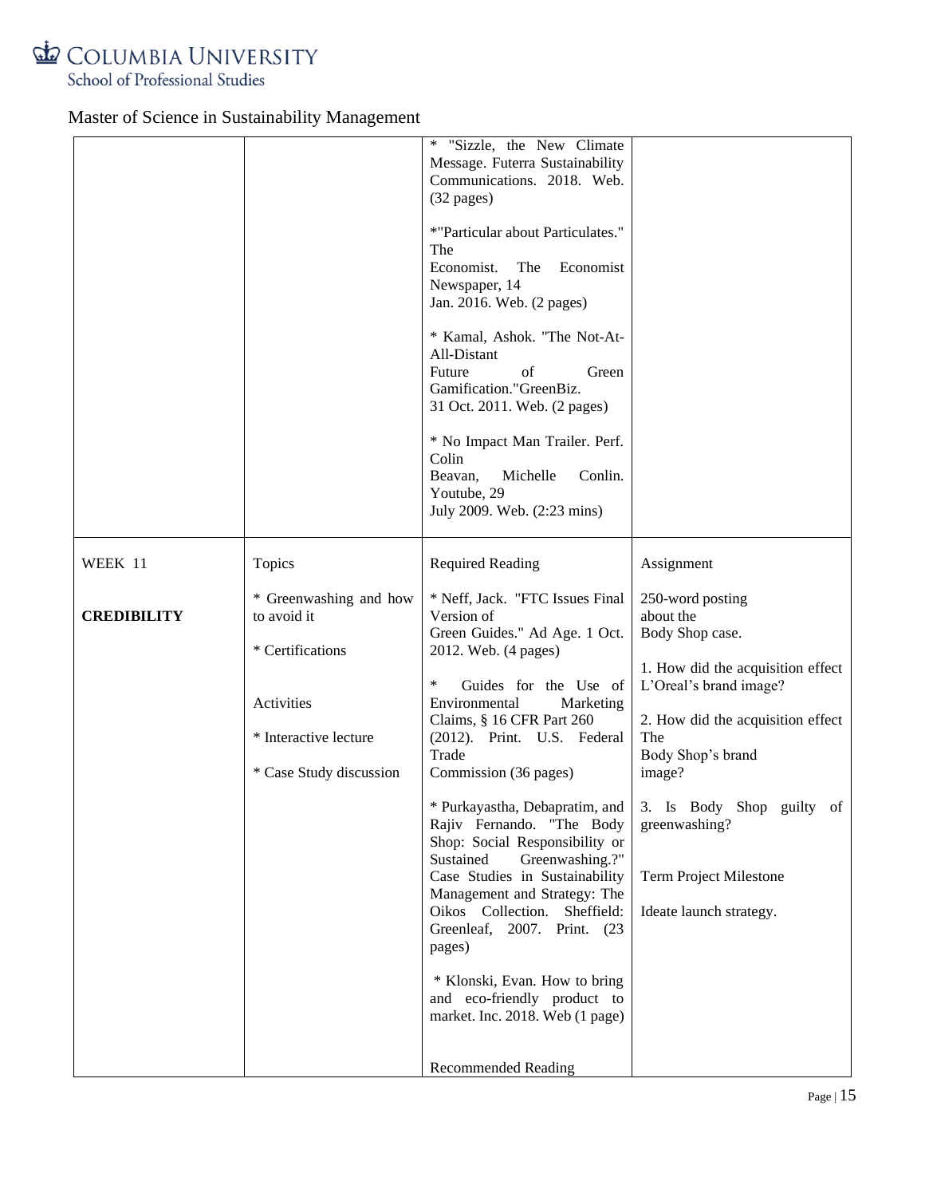Master of Science in Sustainability Management

| | | | |
|---|---|---|---|
| | | * "Sizzle, the New Climate Message. Futerra Sustainability Communications. 2018. Web. (32 pages)<br><br>*"Particular about Particulates." The Economist. The Economist Newspaper, 14 Jan. 2016. Web. (2 pages)<br><br>* Kamal, Ashok. "The Not-At-All-Distant Future of Green Gamification."GreenBiz. 31 Oct. 2011. Web. (2 pages)<br><br>* No Impact Man Trailer. Perf. Colin Beavan, Michelle Conlin. Youtube, 29 July 2009. Web. (2:23 mins) | |
| WEEK 11<br><br>**CREDIBILITY** | Topics<br><br>* Greenwashing and how to avoid it<br><br>* Certifications<br><br>Activities<br><br>* Interactive lecture<br><br>* Case Study discussion | Required Reading<br><br>* Neff, Jack. "FTC Issues Final Version of Green Guides." Ad Age. 1 Oct. 2012. Web. (4 pages)<br><br>* Guides for the Use of Environmental Marketing Claims, § 16 CFR Part 260 (2012). Print. U.S. Federal Trade Commission (36 pages)<br><br>* Purkayastha, Debapratim, and Rajiv Fernando. "The Body Shop: Social Responsibility or Sustained Greenwashing.?" Case Studies in Sustainability Management and Strategy: The Oikos Collection. Sheffield: Greenleaf, 2007. Print. (23 pages)<br><br>* Klonski, Evan. How to bring and eco-friendly product to market. Inc. 2018. Web (1 page)<br><br>Recommended Reading | Assignment<br><br>250-word posting about the Body Shop case.<br><br>1. How did the acquisition effect L'Oreal's brand image?<br><br>2. How did the acquisition effect The Body Shop's brand image?<br><br>3. Is Body Shop guilty of greenwashing?<br><br>Term Project Milestone<br><br>Ideate launch strategy. |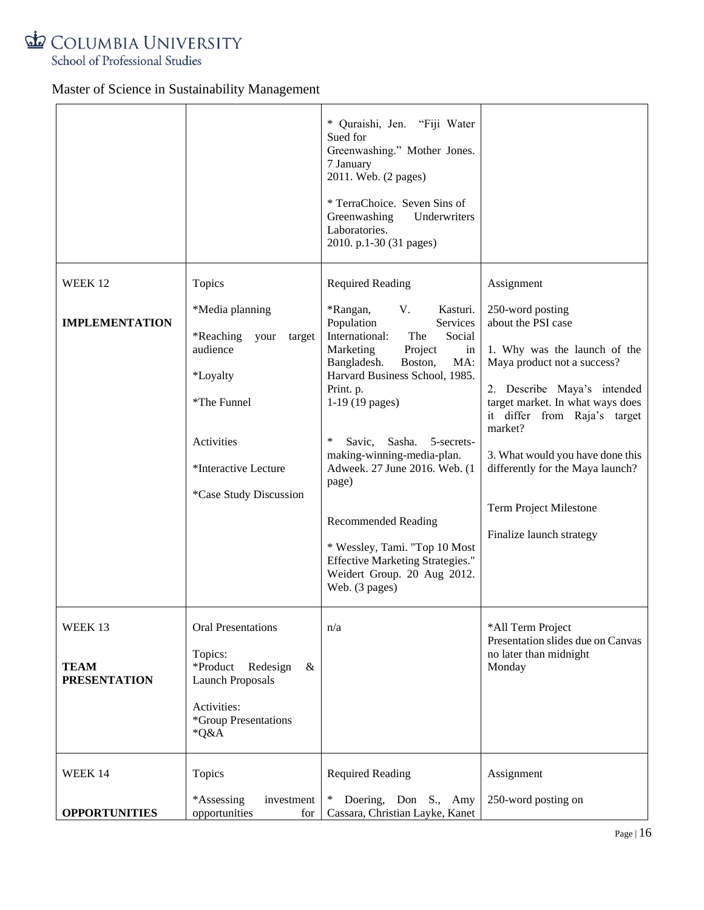Master of Science in Sustainability Management

| | | | |
|---|---|---|---|
| | | * Quraishi, Jen. "Fiji Water Sued for Greenwashing." Mother Jones. 7 January 2011. Web. (2 pages)<br><br>* TerraChoice. Seven Sins of Greenwashing Underwriters Laboratories. 2010. p.1-30 (31 pages) | |
| WEEK 12<br><br>**IMPLEMENTATION** | Topics<br><br>*Media planning<br><br>*Reaching your target audience<br><br>*Loyalty<br><br>*The Funnel<br><br>Activities<br><br>*Interactive Lecture<br><br>*Case Study Discussion | Required Reading<br><br>*Rangan, V. Kasturi. Population Services International: The Social Marketing Project in Bangladesh. Boston, MA: Harvard Business School, 1985. Print. p. 1-19 (19 pages)<br><br>* Savic, Sasha. 5-secrets-making-winning-media-plan. Adweek. 27 June 2016. Web. (1 page)<br><br>Recommended Reading<br><br>* Wessley, Tami. "Top 10 Most Effective Marketing Strategies." Weidert Group. 20 Aug 2012. Web. (3 pages) | Assignment<br><br>250-word posting about the PSI case<br><br>1. Why was the launch of the Maya product not a success?<br><br>2. Describe Maya's intended target market. In what ways does it differ from Raja's target market?<br><br>3. What would you have done this differently for the Maya launch?<br><br>Term Project Milestone<br><br>Finalize launch strategy |
| WEEK 13<br><br>**TEAM PRESENTATION** | Oral Presentations<br><br>Topics:<br>*Product Redesign & Launch Proposals<br><br>Activities:<br>*Group Presentations<br>*Q&A | n/a | *All Term Project Presentation slides due on Canvas no later than midnight Monday |
| WEEK 14<br><br>**OPPORTUNITIES** | Topics<br><br>*Assessing investment opportunities for | Required Reading<br><br>* Doering, Don S., Amy Cassara, Christian Layke, Kanet | Assignment<br><br>250-word posting on |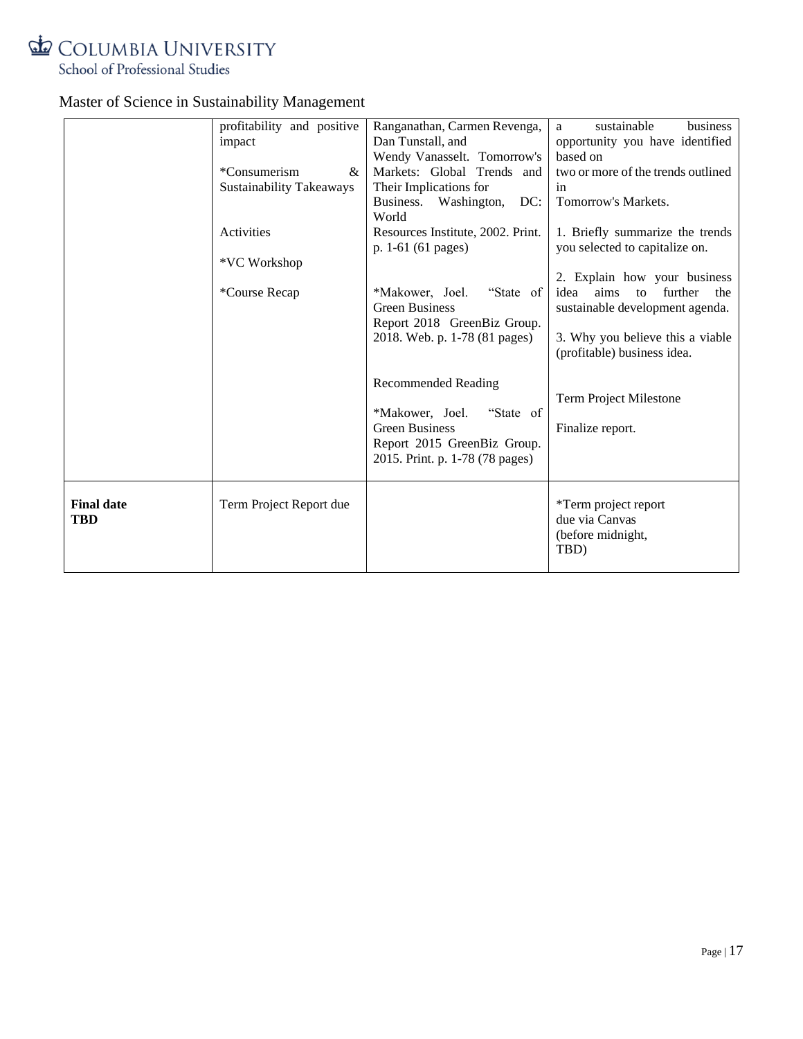Master of Science in Sustainability Management

| | | | |
|---|---|---|---|
| | profitability and positive impact<br><br>*Consumerism & Sustainability Takeaways<br><br>Activities<br><br>*VC Workshop<br><br>*Course Recap | Ranganathan, Carmen Revenga, Dan Tunstall, and Wendy Vanasselt. Tomorrow's Markets: Global Trends and Their Implications for Business. Washington, DC: World Resources Institute, 2002. Print. p. 1-61 (61 pages)<br><br>*Makower, Joel. "State of Green Business Report 2018 GreenBiz Group. 2018. Web. p. 1-78 (81 pages)<br><br>Recommended Reading<br><br>*Makower, Joel. "State of Green Business Report 2015 GreenBiz Group. 2015. Print. p. 1-78 (78 pages) | a sustainable business opportunity you have identified based on two or more of the trends outlined in Tomorrow's Markets.<br><br>1. Briefly summarize the trends you selected to capitalize on.<br><br>2. Explain how your business idea aims to further the sustainable development agenda.<br><br>3. Why you believe this a viable (profitable) business idea.<br><br>Term Project Milestone<br><br>Finalize report. |
| **Final date TBD** | Term Project Report due | | *Term project report due via Canvas (before midnight, TBD) |